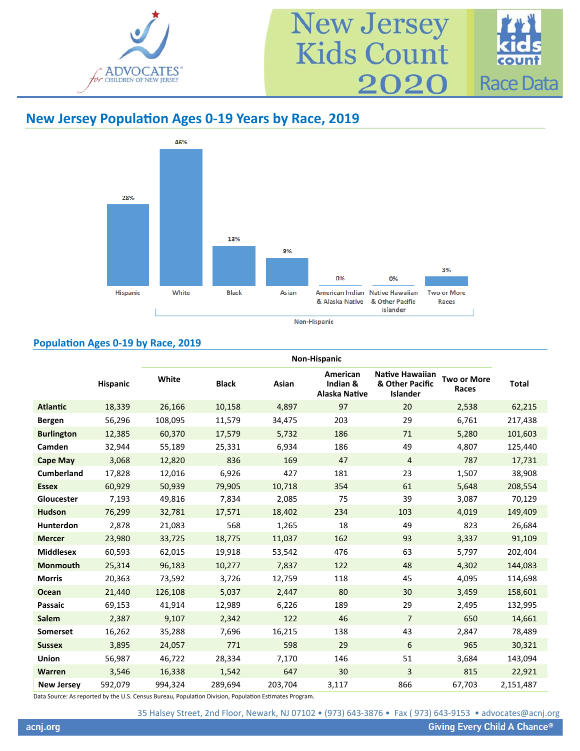ADVOCATES *for* CHILDREN OF NEW JERSEY

# New Jersey Kids Count 2020

kids count — Race Data

## New Jersey Population Ages 0-19 Years by Race, 2019

| | Hispanic | White | Black | Asian | American Indian & Alaska Native | Native Hawaiian & Other Pacific Islander | Two or More Races |
|---|---|---|---|---|---|---|---|
| | | Non-Hispanic | | | | | |
| Percent | 28% | 46% | 13% | 9% | 0% | 0% | 3% |

## Population Ages 0-19 by Race, 2019

| | Hispanic | Non-Hispanic | | | | | | Total |
|---|---|---|---|---|---|---|---|---|
| | | White | Black | Asian | American Indian & Alaska Native | Native Hawaiian & Other Pacific Islander | Two or More Races | |
| **Atlantic** | 18,339 | 26,166 | 10,158 | 4,897 | 97 | 20 | 2,538 | 62,215 |
| **Bergen** | 56,296 | 108,095 | 11,579 | 34,475 | 203 | 29 | 6,761 | 217,438 |
| **Burlington** | 12,385 | 60,370 | 17,579 | 5,732 | 186 | 71 | 5,280 | 101,603 |
| **Camden** | 32,944 | 55,189 | 25,331 | 6,934 | 186 | 49 | 4,807 | 125,440 |
| **Cape May** | 3,068 | 12,820 | 836 | 169 | 47 | 4 | 787 | 17,731 |
| **Cumberland** | 17,828 | 12,016 | 6,926 | 427 | 181 | 23 | 1,507 | 38,908 |
| **Essex** | 60,929 | 50,939 | 79,905 | 10,718 | 354 | 61 | 5,648 | 208,554 |
| **Gloucester** | 7,193 | 49,816 | 7,834 | 2,085 | 75 | 39 | 3,087 | 70,129 |
| **Hudson** | 76,299 | 32,781 | 17,571 | 18,402 | 234 | 103 | 4,019 | 149,409 |
| **Hunterdon** | 2,878 | 21,083 | 568 | 1,265 | 18 | 49 | 823 | 26,684 |
| **Mercer** | 23,980 | 33,725 | 18,775 | 11,037 | 162 | 93 | 3,337 | 91,109 |
| **Middlesex** | 60,593 | 62,015 | 19,918 | 53,542 | 476 | 63 | 5,797 | 202,404 |
| **Monmouth** | 25,314 | 96,183 | 10,277 | 7,837 | 122 | 48 | 4,302 | 144,083 |
| **Morris** | 20,363 | 73,592 | 3,726 | 12,759 | 118 | 45 | 4,095 | 114,698 |
| **Ocean** | 21,440 | 126,108 | 5,037 | 2,447 | 80 | 30 | 3,459 | 158,601 |
| **Passaic** | 69,153 | 41,914 | 12,989 | 6,226 | 189 | 29 | 2,495 | 132,995 |
| **Salem** | 2,387 | 9,107 | 2,342 | 122 | 46 | 7 | 650 | 14,661 |
| **Somerset** | 16,262 | 35,288 | 7,696 | 16,215 | 138 | 43 | 2,847 | 78,489 |
| **Sussex** | 3,895 | 24,057 | 771 | 598 | 29 | 6 | 965 | 30,321 |
| **Union** | 56,987 | 46,722 | 28,334 | 7,170 | 146 | 51 | 3,684 | 143,094 |
| **Warren** | 3,546 | 16,338 | 1,542 | 647 | 30 | 3 | 815 | 22,921 |
| **New Jersey** | 592,079 | 994,324 | 289,694 | 203,704 | 3,117 | 866 | 67,703 | 2,151,487 |

Data Source: As reported by the U.S. Census Bureau, Population Division, Population Estimates Program.

35 Halsey Street, 2nd Floor, Newark, NJ 07102 • (973) 643-3876 • Fax ( 973) 643-9153 • advocates@acnj.org

acnj.org — Giving Every Child A Chance®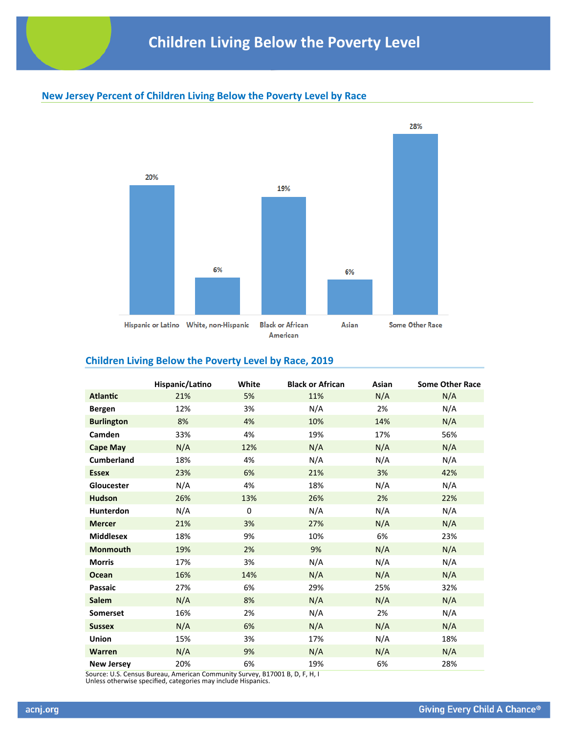# Children Living Below the Poverty Level

## New Jersey Percent of Children Living Below the Poverty Level by Race

| Race | Percent |
|---|---|
| Hispanic or Latino | 20% |
| White, non-Hispanic | 6% |
| Black or African American | 19% |
| Asian | 6% |
| Some Other Race | 28% |

## Children Living Below the Poverty Level by Race, 2019

| | Hispanic/Latino | White | Black or African | Asian | Some Other Race |
|---|---|---|---|---|---|
| **Atlantic** | 21% | 5% | 11% | N/A | N/A |
| **Bergen** | 12% | 3% | N/A | 2% | N/A |
| **Burlington** | 8% | 4% | 10% | 14% | N/A |
| **Camden** | 33% | 4% | 19% | 17% | 56% |
| **Cape May** | N/A | 12% | N/A | N/A | N/A |
| **Cumberland** | 18% | 4% | N/A | N/A | N/A |
| **Essex** | 23% | 6% | 21% | 3% | 42% |
| **Gloucester** | N/A | 4% | 18% | N/A | N/A |
| **Hudson** | 26% | 13% | 26% | 2% | 22% |
| **Hunterdon** | N/A | 0 | N/A | N/A | N/A |
| **Mercer** | 21% | 3% | 27% | N/A | N/A |
| **Middlesex** | 18% | 9% | 10% | 6% | 23% |
| **Monmouth** | 19% | 2% | 9% | N/A | N/A |
| **Morris** | 17% | 3% | N/A | N/A | N/A |
| **Ocean** | 16% | 14% | N/A | N/A | N/A |
| **Passaic** | 27% | 6% | 29% | 25% | 32% |
| **Salem** | N/A | 8% | N/A | N/A | N/A |
| **Somerset** | 16% | 2% | N/A | 2% | N/A |
| **Sussex** | N/A | 6% | N/A | N/A | N/A |
| **Union** | 15% | 3% | 17% | N/A | 18% |
| **Warren** | N/A | 9% | N/A | N/A | N/A |
| **New Jersey** | 20% | 6% | 19% | 6% | 28% |

Source: U.S. Census Bureau, American Community Survey, B17001 B, D, F, H, I
Unless otherwise specified, categories may include Hispanics.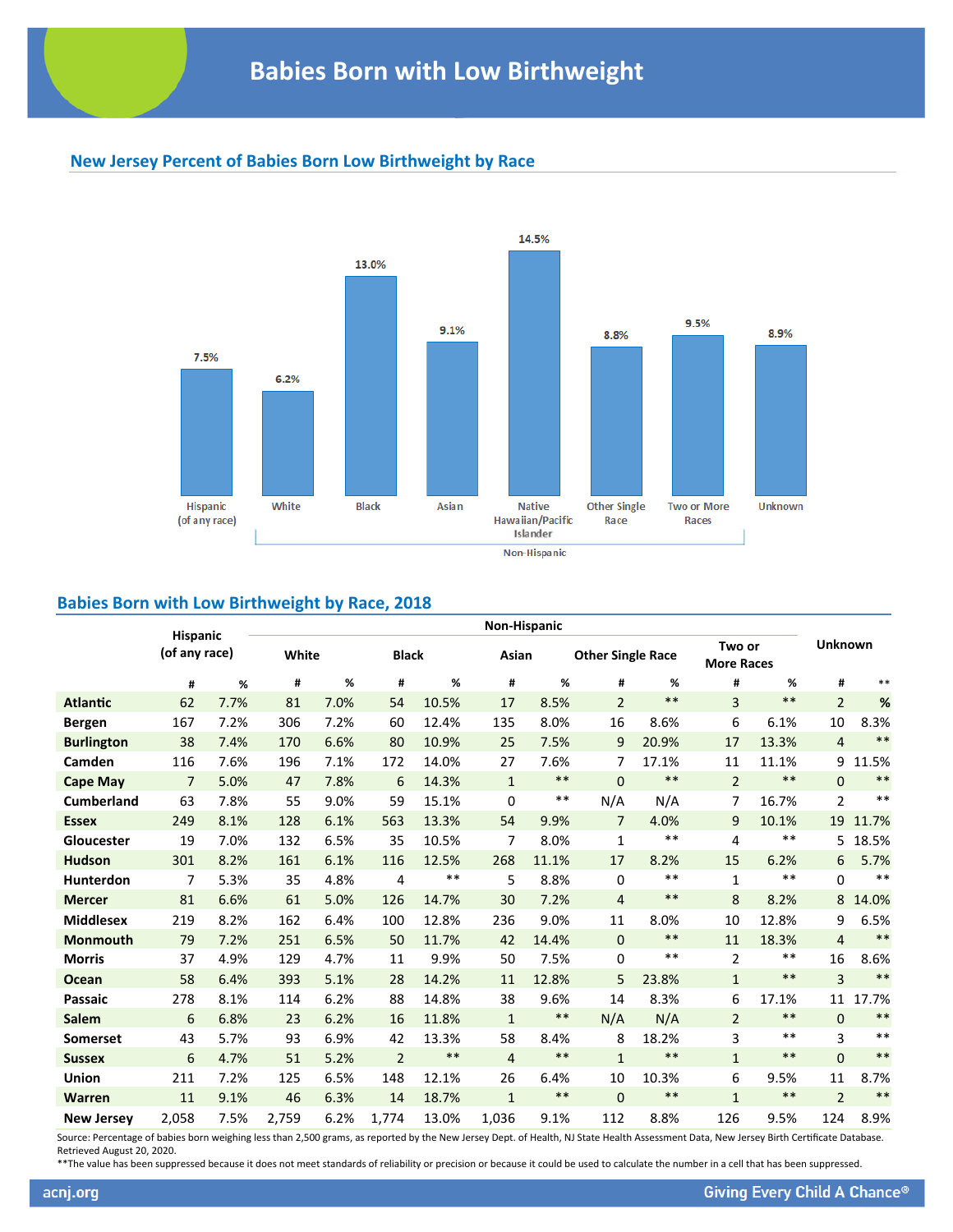# Babies Born with Low Birthweight

## New Jersey Percent of Babies Born Low Birthweight by Race

| Race | Percent |
|---|---|
| Hispanic (of any race) | 7.5% |
| White (Non-Hispanic) | 6.2% |
| Black (Non-Hispanic) | 13.0% |
| Asian (Non-Hispanic) | 9.1% |
| Native Hawaiian/Pacific Islander (Non-Hispanic) | 14.5% |
| Other Single Race (Non-Hispanic) | 8.8% |
| Two or More Races (Non-Hispanic) | 9.5% |
| Unknown | 8.9% |

## Babies Born with Low Birthweight by Race, 2018

| | Hispanic (of any race) | | Non-Hispanic | | | | | | | | | | Unknown | |
|---|---|---|---|---|---|---|---|---|---|---|---|---|---|---|
| | | | White | | Black | | Asian | | Other Single Race | | Two or More Races | | | |
| | # | % | # | % | # | % | # | % | # | % | # | % | # | ** |
| **Atlantic** | 62 | 7.7% | 81 | 7.0% | 54 | 10.5% | 17 | 8.5% | 2 | ** | 3 | ** | 2 | % |
| **Bergen** | 167 | 7.2% | 306 | 7.2% | 60 | 12.4% | 135 | 8.0% | 16 | 8.6% | 6 | 6.1% | 10 | 8.3% |
| **Burlington** | 38 | 7.4% | 170 | 6.6% | 80 | 10.9% | 25 | 7.5% | 9 | 20.9% | 17 | 13.3% | 4 | ** |
| **Camden** | 116 | 7.6% | 196 | 7.1% | 172 | 14.0% | 27 | 7.6% | 7 | 17.1% | 11 | 11.1% | 9 | 11.5% |
| **Cape May** | 7 | 5.0% | 47 | 7.8% | 6 | 14.3% | 1 | ** | 0 | ** | 2 | ** | 0 | ** |
| **Cumberland** | 63 | 7.8% | 55 | 9.0% | 59 | 15.1% | 0 | ** | N/A | N/A | 7 | 16.7% | 2 | ** |
| **Essex** | 249 | 8.1% | 128 | 6.1% | 563 | 13.3% | 54 | 9.9% | 7 | 4.0% | 9 | 10.1% | 19 | 11.7% |
| **Gloucester** | 19 | 7.0% | 132 | 6.5% | 35 | 10.5% | 7 | 8.0% | 1 | ** | 4 | ** | 5 | 18.5% |
| **Hudson** | 301 | 8.2% | 161 | 6.1% | 116 | 12.5% | 268 | 11.1% | 17 | 8.2% | 15 | 6.2% | 6 | 5.7% |
| **Hunterdon** | 7 | 5.3% | 35 | 4.8% | 4 | ** | 5 | 8.8% | 0 | ** | 1 | ** | 0 | ** |
| **Mercer** | 81 | 6.6% | 61 | 5.0% | 126 | 14.7% | 30 | 7.2% | 4 | ** | 8 | 8.2% | 8 | 14.0% |
| **Middlesex** | 219 | 8.2% | 162 | 6.4% | 100 | 12.8% | 236 | 9.0% | 11 | 8.0% | 10 | 12.8% | 9 | 6.5% |
| **Monmouth** | 79 | 7.2% | 251 | 6.5% | 50 | 11.7% | 42 | 14.4% | 0 | ** | 11 | 18.3% | 4 | ** |
| **Morris** | 37 | 4.9% | 129 | 4.7% | 11 | 9.9% | 50 | 7.5% | 0 | ** | 2 | ** | 16 | 8.6% |
| **Ocean** | 58 | 6.4% | 393 | 5.1% | 28 | 14.2% | 11 | 12.8% | 5 | 23.8% | 1 | ** | 3 | ** |
| **Passaic** | 278 | 8.1% | 114 | 6.2% | 88 | 14.8% | 38 | 9.6% | 14 | 8.3% | 6 | 17.1% | 11 | 17.7% |
| **Salem** | 6 | 6.8% | 23 | 6.2% | 16 | 11.8% | 1 | ** | N/A | N/A | 2 | ** | 0 | ** |
| **Somerset** | 43 | 5.7% | 93 | 6.9% | 42 | 13.3% | 58 | 8.4% | 8 | 18.2% | 3 | ** | 3 | ** |
| **Sussex** | 6 | 4.7% | 51 | 5.2% | 2 | ** | 4 | ** | 1 | ** | 1 | ** | 0 | ** |
| **Union** | 211 | 7.2% | 125 | 6.5% | 148 | 12.1% | 26 | 6.4% | 10 | 10.3% | 6 | 9.5% | 11 | 8.7% |
| **Warren** | 11 | 9.1% | 46 | 6.3% | 14 | 18.7% | 1 | ** | 0 | ** | 1 | ** | 2 | ** |
| **New Jersey** | 2,058 | 7.5% | 2,759 | 6.2% | 1,774 | 13.0% | 1,036 | 9.1% | 112 | 8.8% | 126 | 9.5% | 124 | 8.9% |

Source: Percentage of babies born weighing less than 2,500 grams, as reported by the New Jersey Dept. of Health, NJ State Health Assessment Data, New Jersey Birth Certificate Database. Retrieved August 20, 2020.

**The value has been suppressed because it does not meet standards of reliability or precision or because it could be used to calculate the number in a cell that has been suppressed.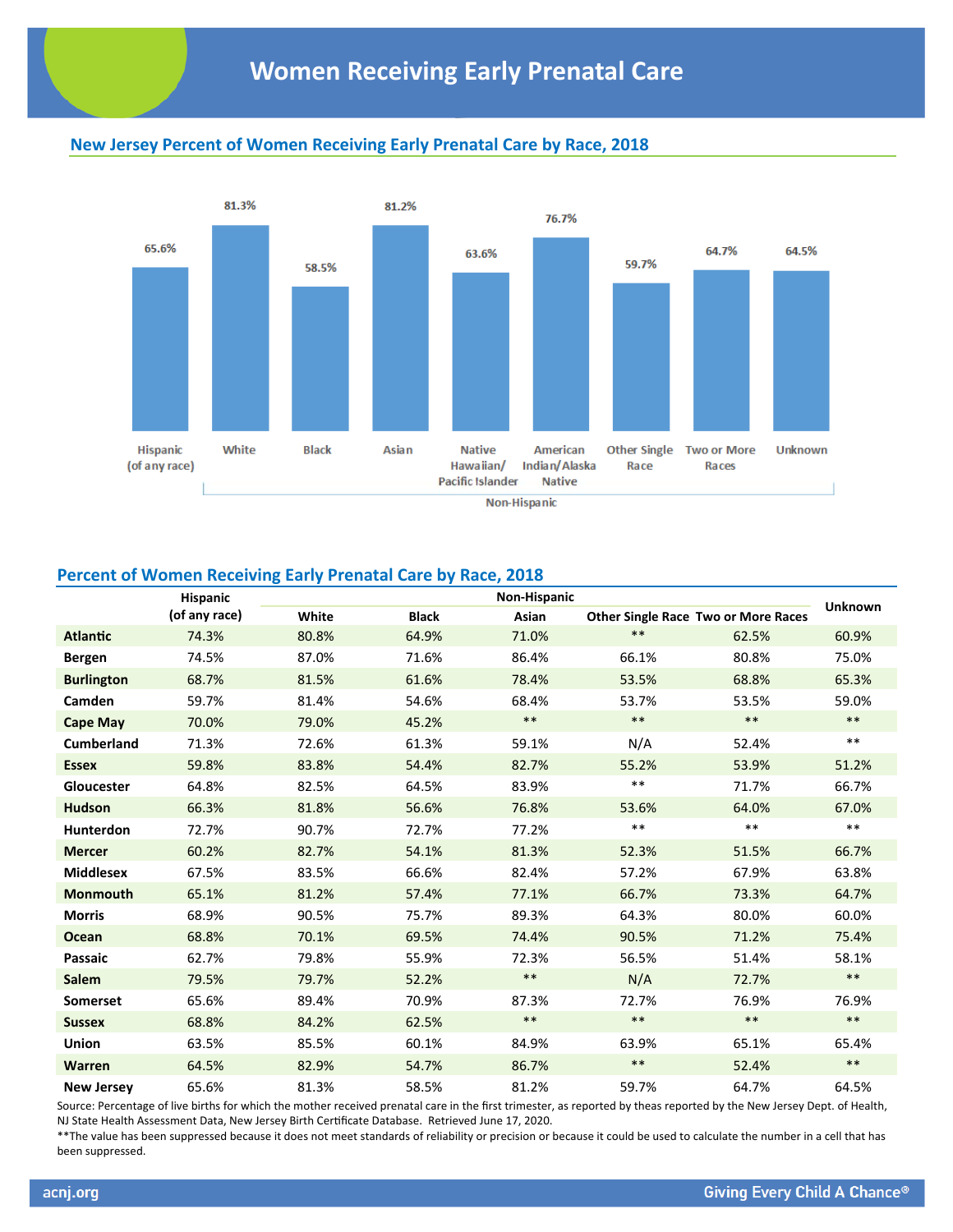# Women Receiving Early Prenatal Care

## New Jersey Percent of Women Receiving Early Prenatal Care by Race, 2018

| Hispanic (of any race) | White | Black | Asian | Native Hawaiian/ Pacific Islander | American Indian/Alaska Native | Other Single Race | Two or More Races | Unknown |
|---|---|---|---|---|---|---|---|---|
| 65.6% | 81.3% | 58.5% | 81.2% | 63.6% | 76.7% | 59.7% | 64.7% | 64.5% |

Non-Hispanic: White, Black, Asian, Native Hawaiian/Pacific Islander, American Indian/Alaska Native, Other Single Race, Two or More Races

## Percent of Women Receiving Early Prenatal Care by Race, 2018

| | Hispanic (of any race) | Non-Hispanic | | | | | Unknown |
|---|---|---|---|---|---|---|---|
| | | White | Black | Asian | Other Single Race | Two or More Races | |
| **Atlantic** | 74.3% | 80.8% | 64.9% | 71.0% | ** | 62.5% | 60.9% |
| **Bergen** | 74.5% | 87.0% | 71.6% | 86.4% | 66.1% | 80.8% | 75.0% |
| **Burlington** | 68.7% | 81.5% | 61.6% | 78.4% | 53.5% | 68.8% | 65.3% |
| **Camden** | 59.7% | 81.4% | 54.6% | 68.4% | 53.7% | 53.5% | 59.0% |
| **Cape May** | 70.0% | 79.0% | 45.2% | ** | ** | ** | ** |
| **Cumberland** | 71.3% | 72.6% | 61.3% | 59.1% | N/A | 52.4% | ** |
| **Essex** | 59.8% | 83.8% | 54.4% | 82.7% | 55.2% | 53.9% | 51.2% |
| **Gloucester** | 64.8% | 82.5% | 64.5% | 83.9% | ** | 71.7% | 66.7% |
| **Hudson** | 66.3% | 81.8% | 56.6% | 76.8% | 53.6% | 64.0% | 67.0% |
| **Hunterdon** | 72.7% | 90.7% | 72.7% | 77.2% | ** | ** | ** |
| **Mercer** | 60.2% | 82.7% | 54.1% | 81.3% | 52.3% | 51.5% | 66.7% |
| **Middlesex** | 67.5% | 83.5% | 66.6% | 82.4% | 57.2% | 67.9% | 63.8% |
| **Monmouth** | 65.1% | 81.2% | 57.4% | 77.1% | 66.7% | 73.3% | 64.7% |
| **Morris** | 68.9% | 90.5% | 75.7% | 89.3% | 64.3% | 80.0% | 60.0% |
| **Ocean** | 68.8% | 70.1% | 69.5% | 74.4% | 90.5% | 71.2% | 75.4% |
| **Passaic** | 62.7% | 79.8% | 55.9% | 72.3% | 56.5% | 51.4% | 58.1% |
| **Salem** | 79.5% | 79.7% | 52.2% | ** | N/A | 72.7% | ** |
| **Somerset** | 65.6% | 89.4% | 70.9% | 87.3% | 72.7% | 76.9% | 76.9% |
| **Sussex** | 68.8% | 84.2% | 62.5% | ** | ** | ** | ** |
| **Union** | 63.5% | 85.5% | 60.1% | 84.9% | 63.9% | 65.1% | 65.4% |
| **Warren** | 64.5% | 82.9% | 54.7% | 86.7% | ** | 52.4% | ** |
| **New Jersey** | 65.6% | 81.3% | 58.5% | 81.2% | 59.7% | 64.7% | 64.5% |

Source: Percentage of live births for which the mother received prenatal care in the first trimester, as reported by theas reported by the New Jersey Dept. of Health, NJ State Health Assessment Data, New Jersey Birth Certificate Database. Retrieved June 17, 2020.

**The value has been suppressed because it does not meet standards of reliability or precision or because it could be used to calculate the number in a cell that has been suppressed.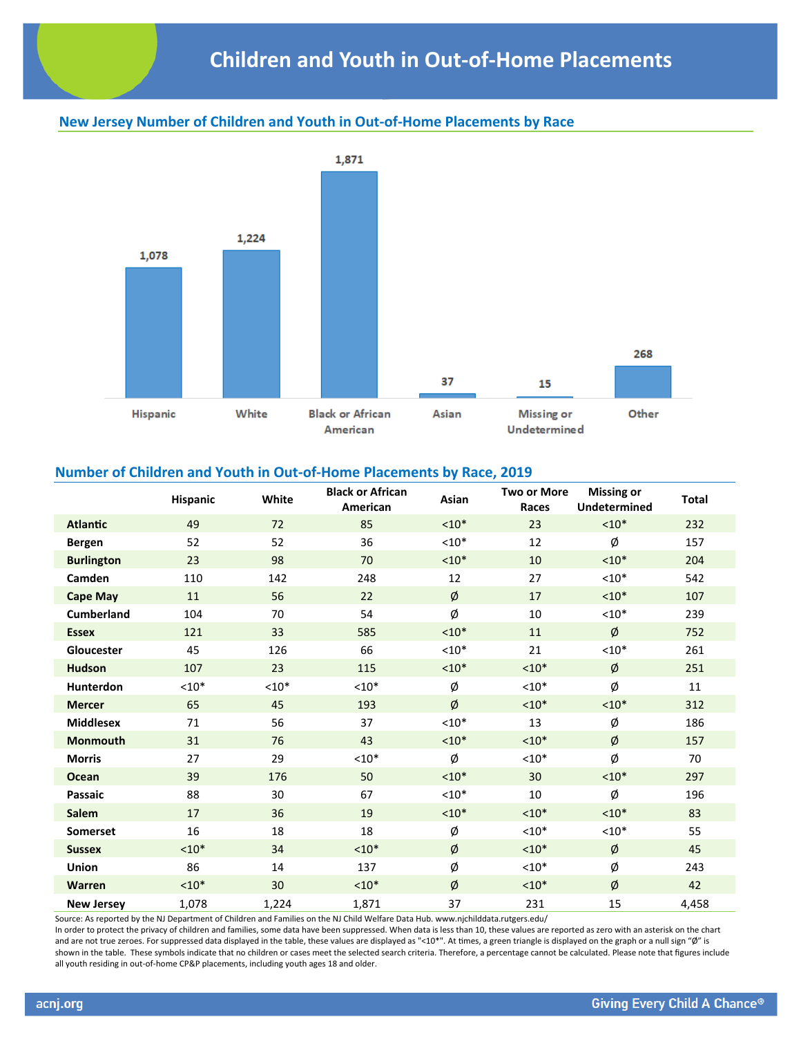# Children and Youth in Out-of-Home Placements

## New Jersey Number of Children and Youth in Out-of-Home Placements by Race

| Hispanic | White | Black or African American | Asian | Missing or Undetermined | Other |
|---|---|---|---|---|---|
| 1,078 | 1,224 | 1,871 | 37 | 15 | 268 |

## Number of Children and Youth in Out-of-Home Placements by Race, 2019

| | Hispanic | White | Black or African American | Asian | Two or More Races | Missing or Undetermined | Total |
|---|---|---|---|---|---|---|---|
| **Atlantic** | 49 | 72 | 85 | <10* | 23 | <10* | 232 |
| **Bergen** | 52 | 52 | 36 | <10* | 12 | Ø | 157 |
| **Burlington** | 23 | 98 | 70 | <10* | 10 | <10* | 204 |
| **Camden** | 110 | 142 | 248 | 12 | 27 | <10* | 542 |
| **Cape May** | 11 | 56 | 22 | Ø | 17 | <10* | 107 |
| **Cumberland** | 104 | 70 | 54 | Ø | 10 | <10* | 239 |
| **Essex** | 121 | 33 | 585 | <10* | 11 | Ø | 752 |
| **Gloucester** | 45 | 126 | 66 | <10* | 21 | <10* | 261 |
| **Hudson** | 107 | 23 | 115 | <10* | <10* | Ø | 251 |
| **Hunterdon** | <10* | <10* | <10* | Ø | <10* | Ø | 11 |
| **Mercer** | 65 | 45 | 193 | Ø | <10* | <10* | 312 |
| **Middlesex** | 71 | 56 | 37 | <10* | 13 | Ø | 186 |
| **Monmouth** | 31 | 76 | 43 | <10* | <10* | Ø | 157 |
| **Morris** | 27 | 29 | <10* | Ø | <10* | Ø | 70 |
| **Ocean** | 39 | 176 | 50 | <10* | 30 | <10* | 297 |
| **Passaic** | 88 | 30 | 67 | <10* | 10 | Ø | 196 |
| **Salem** | 17 | 36 | 19 | <10* | <10* | <10* | 83 |
| **Somerset** | 16 | 18 | 18 | Ø | <10* | <10* | 55 |
| **Sussex** | <10* | 34 | <10* | Ø | <10* | Ø | 45 |
| **Union** | 86 | 14 | 137 | Ø | <10* | Ø | 243 |
| **Warren** | <10* | 30 | <10* | Ø | <10* | Ø | 42 |
| **New Jersey** | 1,078 | 1,224 | 1,871 | 37 | 231 | 15 | 4,458 |

Source: As reported by the NJ Department of Children and Families on the NJ Child Welfare Data Hub. www.njchilddata.rutgers.edu/
In order to protect the privacy of children and families, some data have been suppressed. When data is less than 10, these values are reported as zero with an asterisk on the chart and are not true zeroes. For suppressed data displayed in the table, these values are displayed as "<10*". At times, a green triangle is displayed on the graph or a null sign "Ø" is shown in the table. These symbols indicate that no children or cases meet the selected search criteria. Therefore, a percentage cannot be calculated. Please note that figures include all youth residing in out-of-home CP&P placements, including youth ages 18 and older.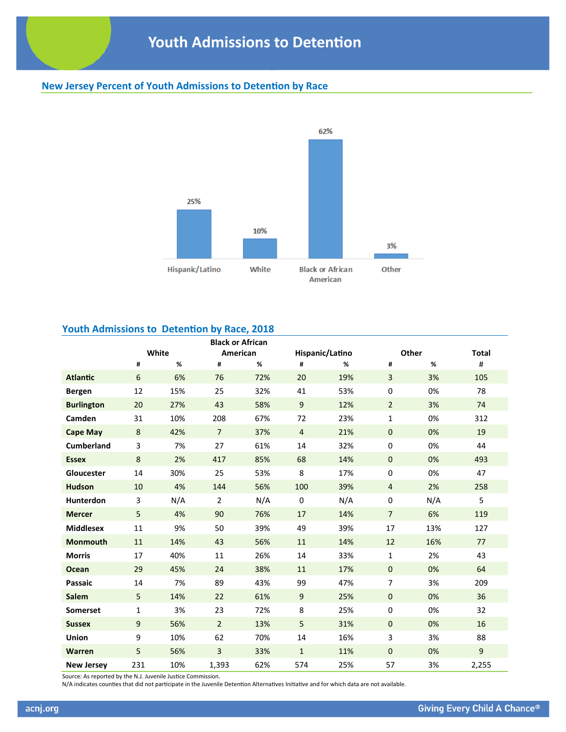# Youth Admissions to Detention

## New Jersey Percent of Youth Admissions to Detention by Race

25%
Hispanic/Latino

10%
White

62%
Black or African American

3%
Other

## Youth Admissions to Detention by Race, 2018

| | White | | Black or African American | | Hispanic/Latino | | Other | | Total |
|---|---|---|---|---|---|---|---|---|---|
| | # | % | # | % | # | % | # | % | # |
| **Atlantic** | 6 | 6% | 76 | 72% | 20 | 19% | 3 | 3% | 105 |
| **Bergen** | 12 | 15% | 25 | 32% | 41 | 53% | 0 | 0% | 78 |
| **Burlington** | 20 | 27% | 43 | 58% | 9 | 12% | 2 | 3% | 74 |
| **Camden** | 31 | 10% | 208 | 67% | 72 | 23% | 1 | 0% | 312 |
| **Cape May** | 8 | 42% | 7 | 37% | 4 | 21% | 0 | 0% | 19 |
| **Cumberland** | 3 | 7% | 27 | 61% | 14 | 32% | 0 | 0% | 44 |
| **Essex** | 8 | 2% | 417 | 85% | 68 | 14% | 0 | 0% | 493 |
| **Gloucester** | 14 | 30% | 25 | 53% | 8 | 17% | 0 | 0% | 47 |
| **Hudson** | 10 | 4% | 144 | 56% | 100 | 39% | 4 | 2% | 258 |
| **Hunterdon** | 3 | N/A | 2 | N/A | 0 | N/A | 0 | N/A | 5 |
| **Mercer** | 5 | 4% | 90 | 76% | 17 | 14% | 7 | 6% | 119 |
| **Middlesex** | 11 | 9% | 50 | 39% | 49 | 39% | 17 | 13% | 127 |
| **Monmouth** | 11 | 14% | 43 | 56% | 11 | 14% | 12 | 16% | 77 |
| **Morris** | 17 | 40% | 11 | 26% | 14 | 33% | 1 | 2% | 43 |
| **Ocean** | 29 | 45% | 24 | 38% | 11 | 17% | 0 | 0% | 64 |
| **Passaic** | 14 | 7% | 89 | 43% | 99 | 47% | 7 | 3% | 209 |
| **Salem** | 5 | 14% | 22 | 61% | 9 | 25% | 0 | 0% | 36 |
| **Somerset** | 1 | 3% | 23 | 72% | 8 | 25% | 0 | 0% | 32 |
| **Sussex** | 9 | 56% | 2 | 13% | 5 | 31% | 0 | 0% | 16 |
| **Union** | 9 | 10% | 62 | 70% | 14 | 16% | 3 | 3% | 88 |
| **Warren** | 5 | 56% | 3 | 33% | 1 | 11% | 0 | 0% | 9 |
| **New Jersey** | 231 | 10% | 1,393 | 62% | 574 | 25% | 57 | 3% | 2,255 |

Source: As reported by the N.J. Juvenile Justice Commission.
N/A indicates counties that did not participate in the Juvenile Detention Alternatives Initiative and for which data are not available.